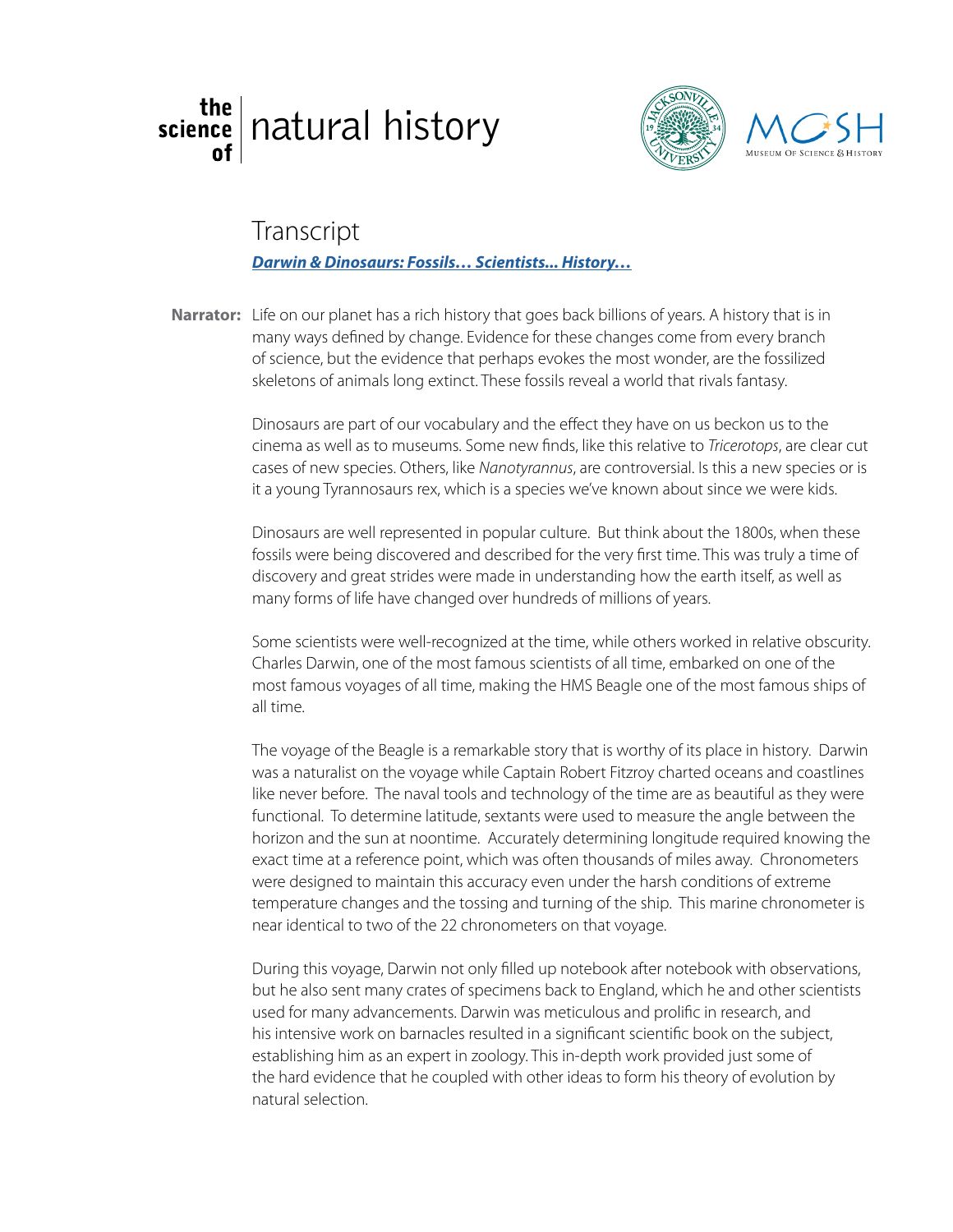# the science of natural history

## Transcript

***Darwin & Dinosaurs: Fossils… Scientists... History…***

**Narrator:** Life on our planet has a rich history that goes back billions of years. A history that is in many ways defined by change. Evidence for these changes come from every branch of science, but the evidence that perhaps evokes the most wonder, are the fossilized skeletons of animals long extinct. These fossils reveal a world that rivals fantasy.

Dinosaurs are part of our vocabulary and the effect they have on us beckon us to the cinema as well as to museums. Some new finds, like this relative to *Tricerotops*, are clear cut cases of new species. Others, like *Nanotyrannus*, are controversial. Is this a new species or is it a young Tyrannosaurs rex, which is a species we've known about since we were kids.

Dinosaurs are well represented in popular culture. But think about the 1800s, when these fossils were being discovered and described for the very first time. This was truly a time of discovery and great strides were made in understanding how the earth itself, as well as many forms of life have changed over hundreds of millions of years.

Some scientists were well-recognized at the time, while others worked in relative obscurity. Charles Darwin, one of the most famous scientists of all time, embarked on one of the most famous voyages of all time, making the HMS Beagle one of the most famous ships of all time.

The voyage of the Beagle is a remarkable story that is worthy of its place in history. Darwin was a naturalist on the voyage while Captain Robert Fitzroy charted oceans and coastlines like never before. The naval tools and technology of the time are as beautiful as they were functional. To determine latitude, sextants were used to measure the angle between the horizon and the sun at noontime. Accurately determining longitude required knowing the exact time at a reference point, which was often thousands of miles away. Chronometers were designed to maintain this accuracy even under the harsh conditions of extreme temperature changes and the tossing and turning of the ship. This marine chronometer is near identical to two of the 22 chronometers on that voyage.

During this voyage, Darwin not only filled up notebook after notebook with observations, but he also sent many crates of specimens back to England, which he and other scientists used for many advancements. Darwin was meticulous and prolific in research, and his intensive work on barnacles resulted in a significant scientific book on the subject, establishing him as an expert in zoology. This in-depth work provided just some of the hard evidence that he coupled with other ideas to form his theory of evolution by natural selection.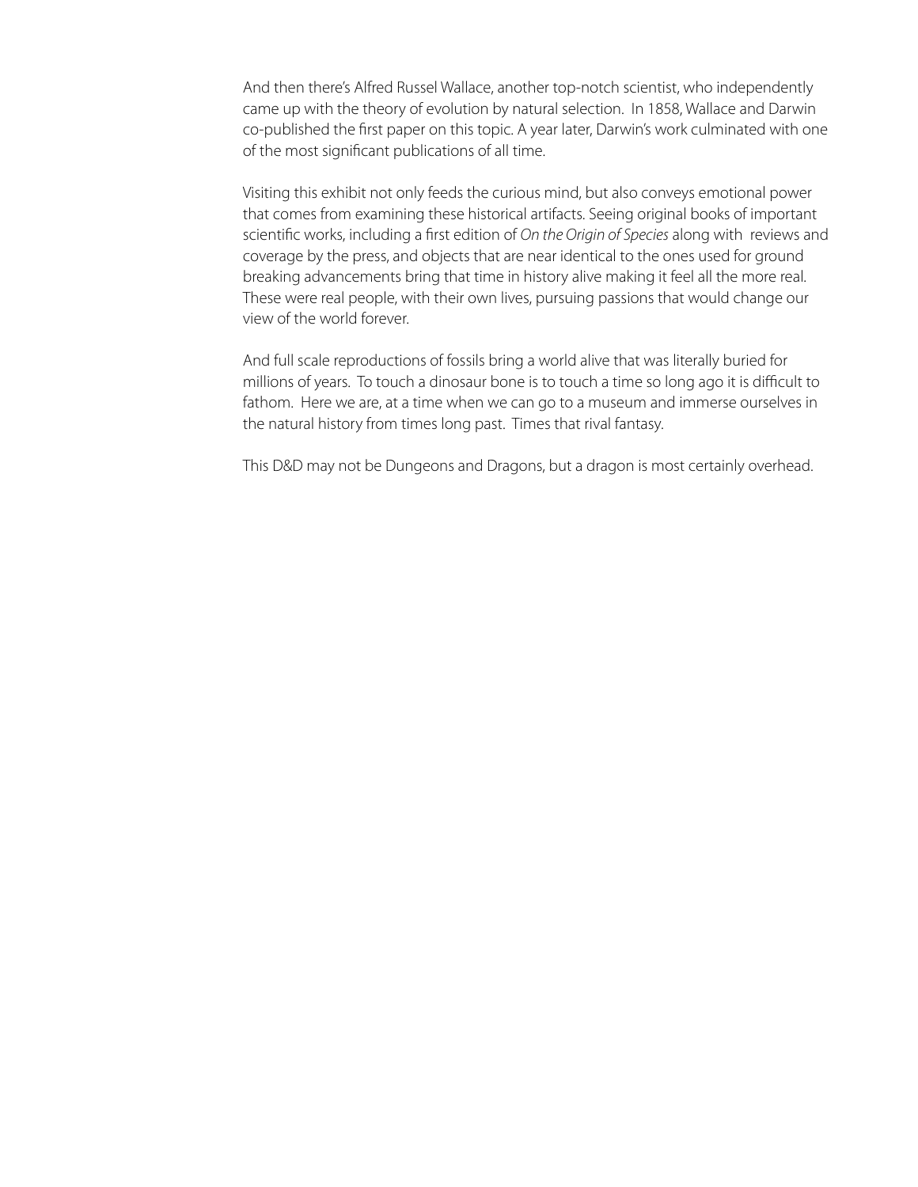And then there's Alfred Russel Wallace, another top-notch scientist, who independently came up with the theory of evolution by natural selection.  In 1858, Wallace and Darwin co-published the first paper on this topic. A year later, Darwin's work culminated with one of the most significant publications of all time.

Visiting this exhibit not only feeds the curious mind, but also conveys emotional power that comes from examining these historical artifacts. Seeing original books of important scientific works, including a first edition of *On the Origin of Species* along with  reviews and coverage by the press, and objects that are near identical to the ones used for ground breaking advancements bring that time in history alive making it feel all the more real. These were real people, with their own lives, pursuing passions that would change our view of the world forever.

And full scale reproductions of fossils bring a world alive that was literally buried for millions of years.  To touch a dinosaur bone is to touch a time so long ago it is difficult to fathom.  Here we are, at a time when we can go to a museum and immerse ourselves in the natural history from times long past.  Times that rival fantasy.

This D&D may not be Dungeons and Dragons, but a dragon is most certainly overhead.